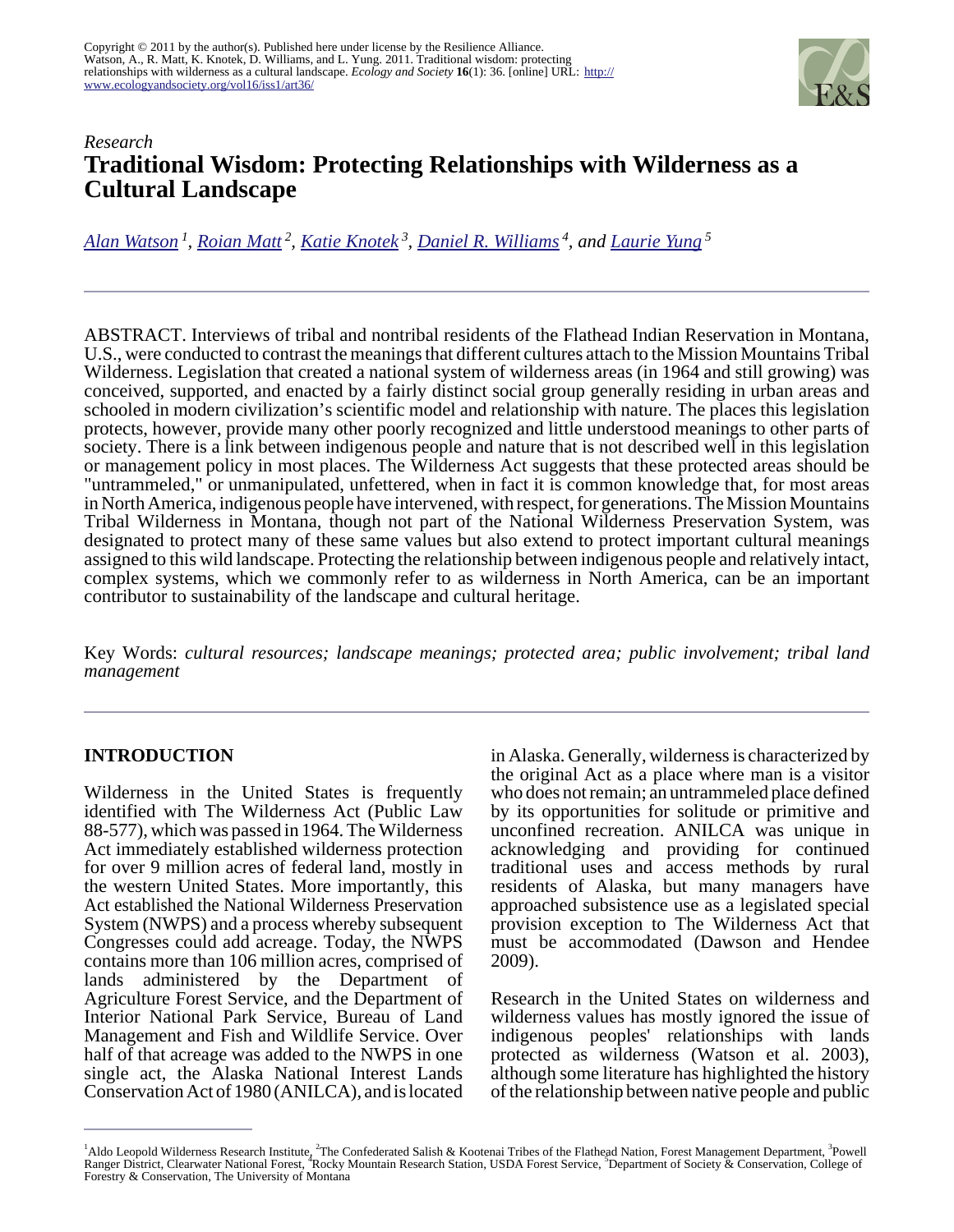Copyright © 2011 by the author(s). Published here under license by the Resilience Alliance.
Watson, A., R. Matt, K. Knotek, D. Williams, and L. Yung. 2011. Traditional wisdom: protecting relationships with wilderness as a cultural landscape. *Ecology and Society* **16**(1): 36. [online] URL: http://www.ecologyandsociety.org/vol16/iss1/art36/

*Research*

# Traditional Wisdom: Protecting Relationships with Wilderness as a Cultural Landscape

*Alan Watson* [1], *Roian Matt* [2], *Katie Knotek* [3], *Daniel R. Williams* [4], *and Laurie Yung* [5]

ABSTRACT. Interviews of tribal and nontribal residents of the Flathead Indian Reservation in Montana, U.S., were conducted to contrast the meanings that different cultures attach to the Mission Mountains Tribal Wilderness. Legislation that created a national system of wilderness areas (in 1964 and still growing) was conceived, supported, and enacted by a fairly distinct social group generally residing in urban areas and schooled in modern civilization's scientific model and relationship with nature. The places this legislation protects, however, provide many other poorly recognized and little understood meanings to other parts of society. There is a link between indigenous people and nature that is not described well in this legislation or management policy in most places. The Wilderness Act suggests that these protected areas should be "untrammeled," or unmanipulated, unfettered, when in fact it is common knowledge that, for most areas in North America, indigenous people have intervened, with respect, for generations. The Mission Mountains Tribal Wilderness in Montana, though not part of the National Wilderness Preservation System, was designated to protect many of these same values but also extend to protect important cultural meanings assigned to this wild landscape. Protecting the relationship between indigenous people and relatively intact, complex systems, which we commonly refer to as wilderness in North America, can be an important contributor to sustainability of the landscape and cultural heritage.

Key Words: *cultural resources; landscape meanings; protected area; public involvement; tribal land management*

## INTRODUCTION

Wilderness in the United States is frequently identified with The Wilderness Act (Public Law 88-577), which was passed in 1964. The Wilderness Act immediately established wilderness protection for over 9 million acres of federal land, mostly in the western United States. More importantly, this Act established the National Wilderness Preservation System (NWPS) and a process whereby subsequent Congresses could add acreage. Today, the NWPS contains more than 106 million acres, comprised of lands administered by the Department of Agriculture Forest Service, and the Department of Interior National Park Service, Bureau of Land Management and Fish and Wildlife Service. Over half of that acreage was added to the NWPS in one single act, the Alaska National Interest Lands Conservation Act of 1980 (ANILCA), and is located in Alaska. Generally, wilderness is characterized by the original Act as a place where man is a visitor who does not remain; an untrammeled place defined by its opportunities for solitude or primitive and unconfined recreation. ANILCA was unique in acknowledging and providing for continued traditional uses and access methods by rural residents of Alaska, but many managers have approached subsistence use as a legislated special provision exception to The Wilderness Act that must be accommodated (Dawson and Hendee 2009).

Research in the United States on wilderness and wilderness values has mostly ignored the issue of indigenous peoples' relationships with lands protected as wilderness (Watson et al. 2003), although some literature has highlighted the history of the relationship between native people and public

[1] Aldo Leopold Wilderness Research Institute, [2] The Confederated Salish & Kootenai Tribes of the Flathead Nation, Forest Management Department, [3] Powell Ranger District, Clearwater National Forest, [4] Rocky Mountain Research Station, USDA Forest Service, [5] Department of Society & Conservation, College of Forestry & Conservation, The University of Montana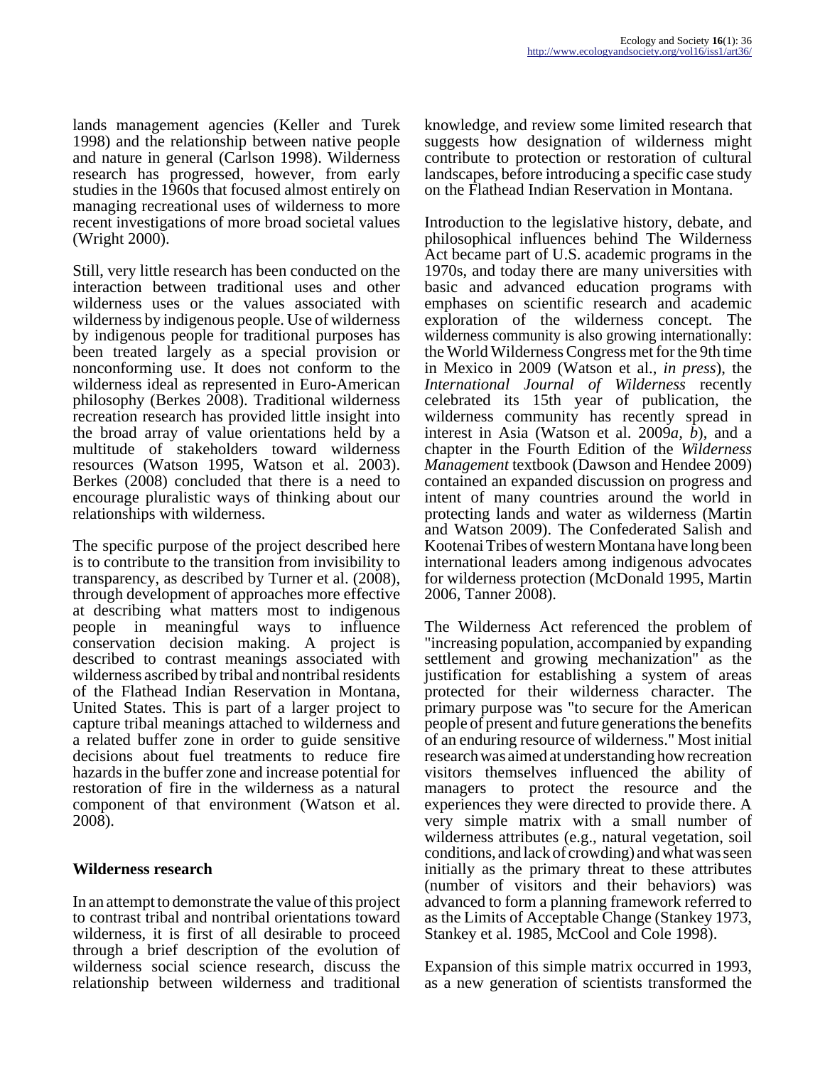lands management agencies (Keller and Turek 1998) and the relationship between native people and nature in general (Carlson 1998). Wilderness research has progressed, however, from early studies in the 1960s that focused almost entirely on managing recreational uses of wilderness to more recent investigations of more broad societal values (Wright 2000).

Still, very little research has been conducted on the interaction between traditional uses and other wilderness uses or the values associated with wilderness by indigenous people. Use of wilderness by indigenous people for traditional purposes has been treated largely as a special provision or nonconforming use. It does not conform to the wilderness ideal as represented in Euro-American philosophy (Berkes 2008). Traditional wilderness recreation research has provided little insight into the broad array of value orientations held by a multitude of stakeholders toward wilderness resources (Watson 1995, Watson et al. 2003). Berkes (2008) concluded that there is a need to encourage pluralistic ways of thinking about our relationships with wilderness.

The specific purpose of the project described here is to contribute to the transition from invisibility to transparency, as described by Turner et al. (2008), through development of approaches more effective at describing what matters most to indigenous people in meaningful ways to influence conservation decision making. A project is described to contrast meanings associated with wilderness ascribed by tribal and nontribal residents of the Flathead Indian Reservation in Montana, United States. This is part of a larger project to capture tribal meanings attached to wilderness and a related buffer zone in order to guide sensitive decisions about fuel treatments to reduce fire hazards in the buffer zone and increase potential for restoration of fire in the wilderness as a natural component of that environment (Watson et al. 2008).

## Wilderness research

In an attempt to demonstrate the value of this project to contrast tribal and nontribal orientations toward wilderness, it is first of all desirable to proceed through a brief description of the evolution of wilderness social science research, discuss the relationship between wilderness and traditional knowledge, and review some limited research that suggests how designation of wilderness might contribute to protection or restoration of cultural landscapes, before introducing a specific case study on the Flathead Indian Reservation in Montana.

Introduction to the legislative history, debate, and philosophical influences behind The Wilderness Act became part of U.S. academic programs in the 1970s, and today there are many universities with basic and advanced education programs with emphases on scientific research and academic exploration of the wilderness concept. The wilderness community is also growing internationally: the World Wilderness Congress met for the 9th time in Mexico in 2009 (Watson et al., *in press*), the *International Journal of Wilderness* recently celebrated its 15th year of publication, the wilderness community has recently spread in interest in Asia (Watson et al. 2009*a*, *b*), and a chapter in the Fourth Edition of the *Wilderness Management* textbook (Dawson and Hendee 2009) contained an expanded discussion on progress and intent of many countries around the world in protecting lands and water as wilderness (Martin and Watson 2009). The Confederated Salish and Kootenai Tribes of western Montana have long been international leaders among indigenous advocates for wilderness protection (McDonald 1995, Martin 2006, Tanner 2008).

The Wilderness Act referenced the problem of "increasing population, accompanied by expanding settlement and growing mechanization" as the justification for establishing a system of areas protected for their wilderness character. The primary purpose was "to secure for the American people of present and future generations the benefits of an enduring resource of wilderness." Most initial research was aimed at understanding how recreation visitors themselves influenced the ability of managers to protect the resource and the experiences they were directed to provide there. A very simple matrix with a small number of wilderness attributes (e.g., natural vegetation, soil conditions, and lack of crowding) and what was seen initially as the primary threat to these attributes (number of visitors and their behaviors) was advanced to form a planning framework referred to as the Limits of Acceptable Change (Stankey 1973, Stankey et al. 1985, McCool and Cole 1998).

Expansion of this simple matrix occurred in 1993, as a new generation of scientists transformed the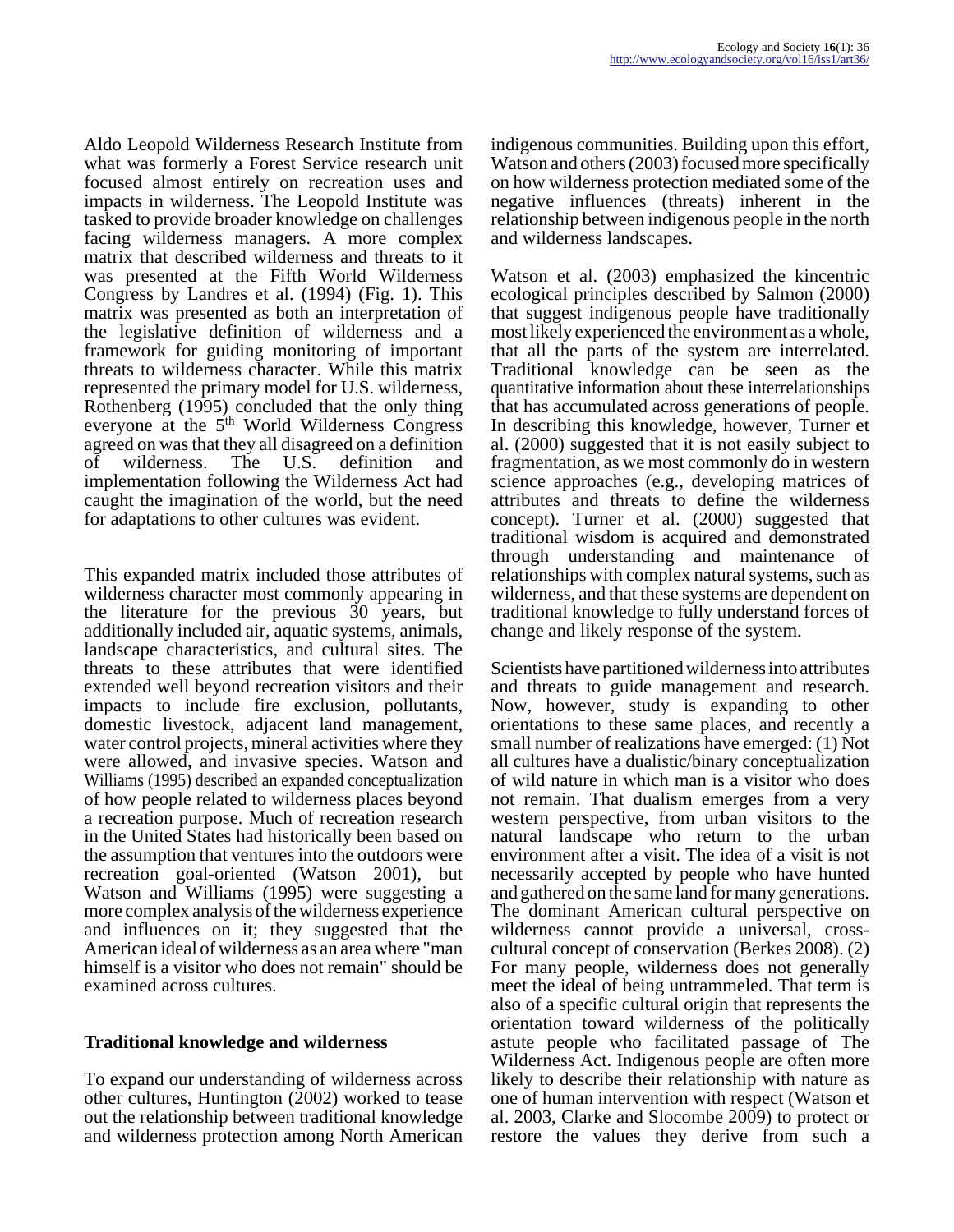Aldo Leopold Wilderness Research Institute from what was formerly a Forest Service research unit focused almost entirely on recreation uses and impacts in wilderness. The Leopold Institute was tasked to provide broader knowledge on challenges facing wilderness managers. A more complex matrix that described wilderness and threats to it was presented at the Fifth World Wilderness Congress by Landres et al. (1994) (Fig. 1). This matrix was presented as both an interpretation of the legislative definition of wilderness and a framework for guiding monitoring of important threats to wilderness character. While this matrix represented the primary model for U.S. wilderness, Rothenberg (1995) concluded that the only thing everyone at the 5th World Wilderness Congress agreed on was that they all disagreed on a definition of wilderness. The U.S. definition and implementation following the Wilderness Act had caught the imagination of the world, but the need for adaptations to other cultures was evident.

This expanded matrix included those attributes of wilderness character most commonly appearing in the literature for the previous 30 years, but additionally included air, aquatic systems, animals, landscape characteristics, and cultural sites. The threats to these attributes that were identified extended well beyond recreation visitors and their impacts to include fire exclusion, pollutants, domestic livestock, adjacent land management, water control projects, mineral activities where they were allowed, and invasive species. Watson and Williams (1995) described an expanded conceptualization of how people related to wilderness places beyond a recreation purpose. Much of recreation research in the United States had historically been based on the assumption that ventures into the outdoors were recreation goal-oriented (Watson 2001), but Watson and Williams (1995) were suggesting a more complex analysis of the wilderness experience and influences on it; they suggested that the American ideal of wilderness as an area where "man himself is a visitor who does not remain" should be examined across cultures.

## Traditional knowledge and wilderness

To expand our understanding of wilderness across other cultures, Huntington (2002) worked to tease out the relationship between traditional knowledge and wilderness protection among North American indigenous communities. Building upon this effort, Watson and others (2003) focused more specifically on how wilderness protection mediated some of the negative influences (threats) inherent in the relationship between indigenous people in the north and wilderness landscapes.

Watson et al. (2003) emphasized the kincentric ecological principles described by Salmon (2000) that suggest indigenous people have traditionally most likely experienced the environment as a whole, that all the parts of the system are interrelated. Traditional knowledge can be seen as the quantitative information about these interrelationships that has accumulated across generations of people. In describing this knowledge, however, Turner et al. (2000) suggested that it is not easily subject to fragmentation, as we most commonly do in western science approaches (e.g., developing matrices of attributes and threats to define the wilderness concept). Turner et al. (2000) suggested that traditional wisdom is acquired and demonstrated through understanding and maintenance of relationships with complex natural systems, such as wilderness, and that these systems are dependent on traditional knowledge to fully understand forces of change and likely response of the system.

Scientists have partitioned wilderness into attributes and threats to guide management and research. Now, however, study is expanding to other orientations to these same places, and recently a small number of realizations have emerged: (1) Not all cultures have a dualistic/binary conceptualization of wild nature in which man is a visitor who does not remain. That dualism emerges from a very western perspective, from urban visitors to the natural landscape who return to the urban environment after a visit. The idea of a visit is not necessarily accepted by people who have hunted and gathered on the same land for many generations. The dominant American cultural perspective on wilderness cannot provide a universal, cross-cultural concept of conservation (Berkes 2008). (2) For many people, wilderness does not generally meet the ideal of being untrammeled. That term is also of a specific cultural origin that represents the orientation toward wilderness of the politically astute people who facilitated passage of The Wilderness Act. Indigenous people are often more likely to describe their relationship with nature as one of human intervention with respect (Watson et al. 2003, Clarke and Slocombe 2009) to protect or restore the values they derive from such a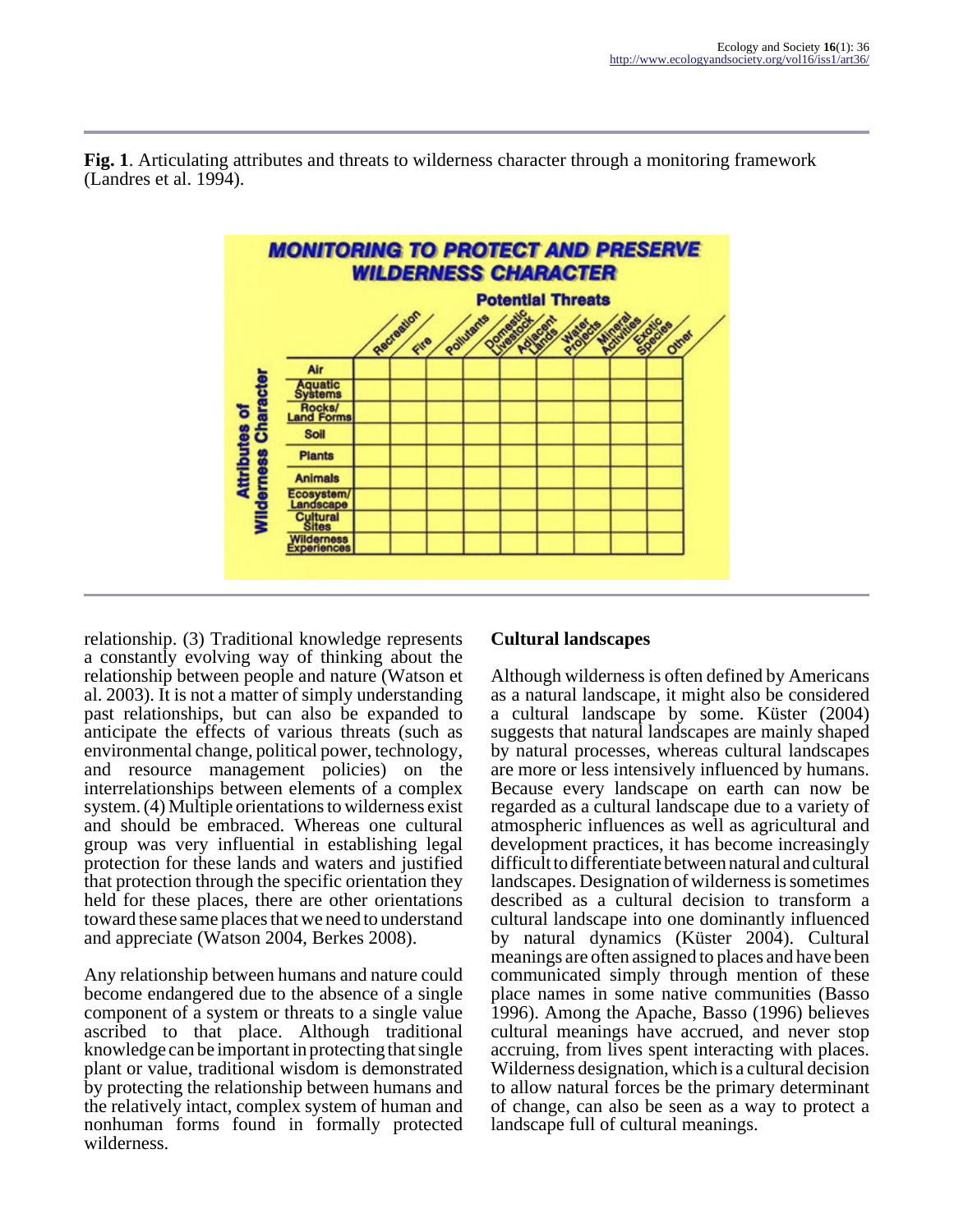**Fig. 1**. Articulating attributes and threats to wilderness character through a monitoring framework (Landres et al. 1994).

**MONITORING TO PROTECT AND PRESERVE WILDERNESS CHARACTER**

| Attributes of Wilderness Character | Potential Threats: Recreation | Fire | Pollutants | Domestic Livestock | Adjacent Lands | Water Projects | Mineral Activities | Exotic Species | Other |
|---|---|---|---|---|---|---|---|---|---|
| Air | | | | | | | | | |
| Aquatic Systems | | | | | | | | | |
| Rocks/ Land Forms | | | | | | | | | |
| Soil | | | | | | | | | |
| Plants | | | | | | | | | |
| Animals | | | | | | | | | |
| Ecosystem/ Landscape | | | | | | | | | |
| Cultural Sites | | | | | | | | | |
| Wilderness Experiences | | | | | | | | | |

relationship. (3) Traditional knowledge represents a constantly evolving way of thinking about the relationship between people and nature (Watson et al. 2003). It is not a matter of simply understanding past relationships, but can also be expanded to anticipate the effects of various threats (such as environmental change, political power, technology, and resource management policies) on the interrelationships between elements of a complex system. (4) Multiple orientations to wilderness exist and should be embraced. Whereas one cultural group was very influential in establishing legal protection for these lands and waters and justified that protection through the specific orientation they held for these places, there are other orientations toward these same places that we need to understand and appreciate (Watson 2004, Berkes 2008).

Any relationship between humans and nature could become endangered due to the absence of a single component of a system or threats to a single value ascribed to that place. Although traditional knowledge can be important in protecting that single plant or value, traditional wisdom is demonstrated by protecting the relationship between humans and the relatively intact, complex system of human and nonhuman forms found in formally protected wilderness.

## Cultural landscapes

Although wilderness is often defined by Americans as a natural landscape, it might also be considered a cultural landscape by some. Küster (2004) suggests that natural landscapes are mainly shaped by natural processes, whereas cultural landscapes are more or less intensively influenced by humans. Because every landscape on earth can now be regarded as a cultural landscape due to a variety of atmospheric influences as well as agricultural and development practices, it has become increasingly difficult to differentiate between natural and cultural landscapes. Designation of wilderness is sometimes described as a cultural decision to transform a cultural landscape into one dominantly influenced by natural dynamics (Küster 2004). Cultural meanings are often assigned to places and have been communicated simply through mention of these place names in some native communities (Basso 1996). Among the Apache, Basso (1996) believes cultural meanings have accrued, and never stop accruing, from lives spent interacting with places. Wilderness designation, which is a cultural decision to allow natural forces be the primary determinant of change, can also be seen as a way to protect a landscape full of cultural meanings.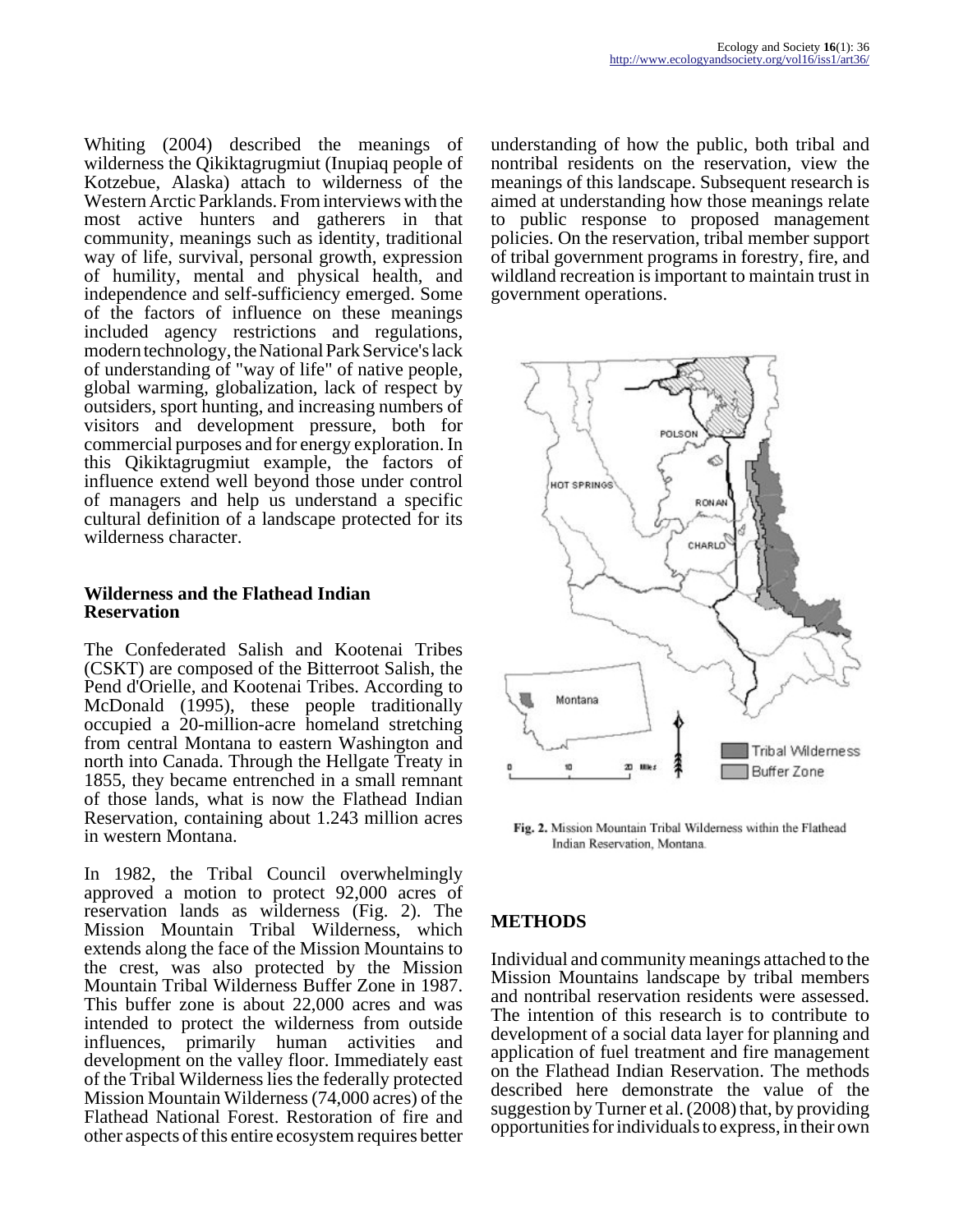Whiting (2004) described the meanings of wilderness the Qikiktagrugmiut (Inupiaq people of Kotzebue, Alaska) attach to wilderness of the Western Arctic Parklands. From interviews with the most active hunters and gatherers in that community, meanings such as identity, traditional way of life, survival, personal growth, expression of humility, mental and physical health, and independence and self-sufficiency emerged. Some of the factors of influence on these meanings included agency restrictions and regulations, modern technology, the National Park Service's lack of understanding of "way of life" of native people, global warming, globalization, lack of respect by outsiders, sport hunting, and increasing numbers of visitors and development pressure, both for commercial purposes and for energy exploration. In this Qikiktagrugmiut example, the factors of influence extend well beyond those under control of managers and help us understand a specific cultural definition of a landscape protected for its wilderness character.

### Wilderness and the Flathead Indian Reservation

The Confederated Salish and Kootenai Tribes (CSKT) are composed of the Bitterroot Salish, the Pend d'Orielle, and Kootenai Tribes. According to McDonald (1995), these people traditionally occupied a 20-million-acre homeland stretching from central Montana to eastern Washington and north into Canada. Through the Hellgate Treaty in 1855, they became entrenched in a small remnant of those lands, what is now the Flathead Indian Reservation, containing about 1.243 million acres in western Montana.

In 1982, the Tribal Council overwhelmingly approved a motion to protect 92,000 acres of reservation lands as wilderness (Fig. 2). The Mission Mountain Tribal Wilderness, which extends along the face of the Mission Mountains to the crest, was also protected by the Mission Mountain Tribal Wilderness Buffer Zone in 1987. This buffer zone is about 22,000 acres and was intended to protect the wilderness from outside influences, primarily human activities and development on the valley floor. Immediately east of the Tribal Wilderness lies the federally protected Mission Mountain Wilderness (74,000 acres) of the Flathead National Forest. Restoration of fire and other aspects of this entire ecosystem requires better understanding of how the public, both tribal and nontribal residents on the reservation, view the meanings of this landscape. Subsequent research is aimed at understanding how those meanings relate to public response to proposed management policies. On the reservation, tribal member support of tribal government programs in forestry, fire, and wildland recreation is important to maintain trust in government operations.

**Fig. 2.** Mission Mountain Tribal Wilderness within the Flathead Indian Reservation, Montana.

## METHODS

Individual and community meanings attached to the Mission Mountains landscape by tribal members and nontribal reservation residents were assessed. The intention of this research is to contribute to development of a social data layer for planning and application of fuel treatment and fire management on the Flathead Indian Reservation. The methods described here demonstrate the value of the suggestion by Turner et al. (2008) that, by providing opportunities for individuals to express, in their own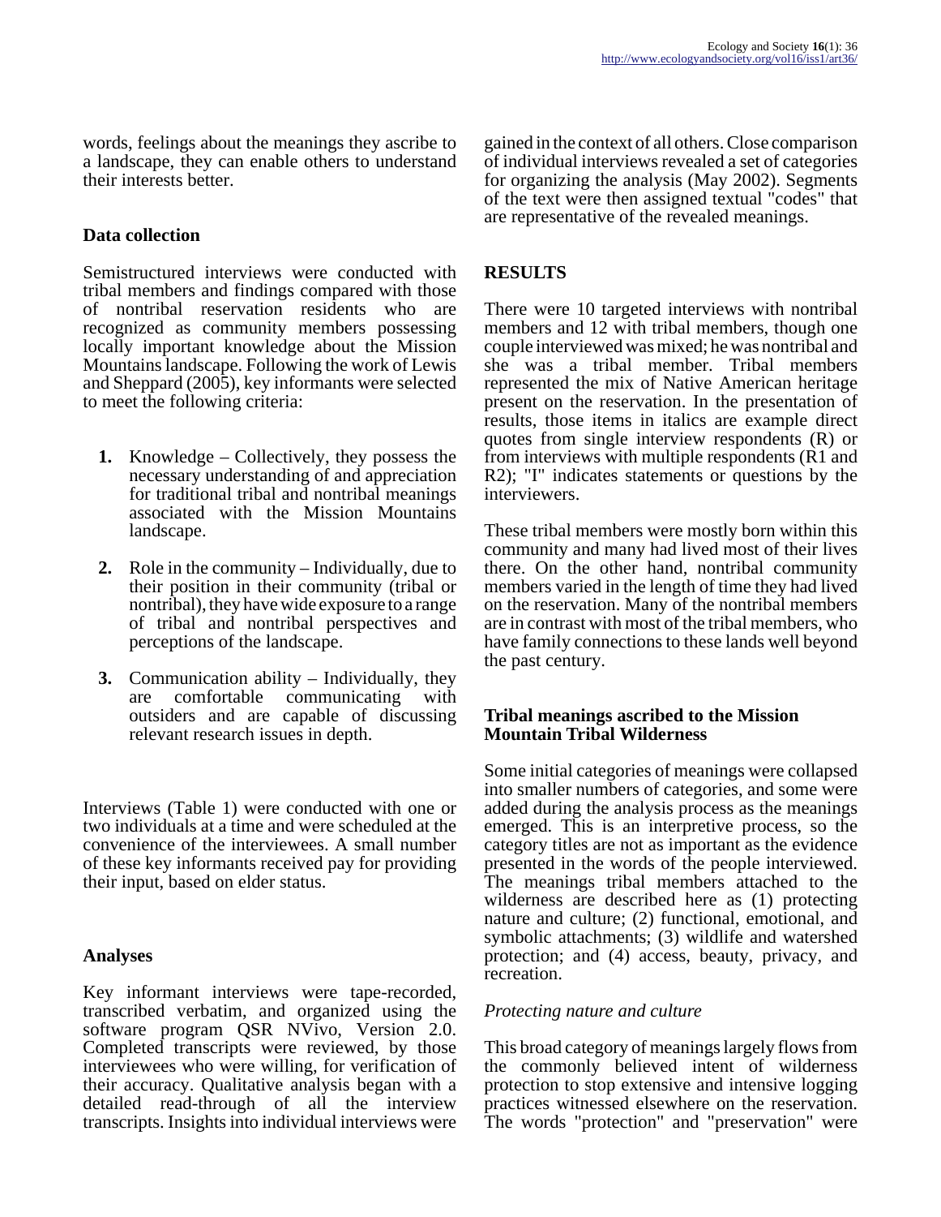words, feelings about the meanings they ascribe to a landscape, they can enable others to understand their interests better.

### Data collection

Semistructured interviews were conducted with tribal members and findings compared with those of nontribal reservation residents who are recognized as community members possessing locally important knowledge about the Mission Mountains landscape. Following the work of Lewis and Sheppard (2005), key informants were selected to meet the following criteria:

1. Knowledge – Collectively, they possess the necessary understanding of and appreciation for traditional tribal and nontribal meanings associated with the Mission Mountains landscape.
2. Role in the community – Individually, due to their position in their community (tribal or nontribal), they have wide exposure to a range of tribal and nontribal perspectives and perceptions of the landscape.
3. Communication ability – Individually, they are comfortable communicating with outsiders and are capable of discussing relevant research issues in depth.

Interviews (Table 1) were conducted with one or two individuals at a time and were scheduled at the convenience of the interviewees. A small number of these key informants received pay for providing their input, based on elder status.

### Analyses

Key informant interviews were tape-recorded, transcribed verbatim, and organized using the software program QSR NVivo, Version 2.0. Completed transcripts were reviewed, by those interviewees who were willing, for verification of their accuracy. Qualitative analysis began with a detailed read-through of all the interview transcripts. Insights into individual interviews were gained in the context of all others. Close comparison of individual interviews revealed a set of categories for organizing the analysis (May 2002). Segments of the text were then assigned textual "codes" that are representative of the revealed meanings.

## RESULTS

There were 10 targeted interviews with nontribal members and 12 with tribal members, though one couple interviewed was mixed; he was nontribal and she was a tribal member. Tribal members represented the mix of Native American heritage present on the reservation. In the presentation of results, those items in italics are example direct quotes from single interview respondents (R) or from interviews with multiple respondents (R1 and R2); "I" indicates statements or questions by the interviewers.

These tribal members were mostly born within this community and many had lived most of their lives there. On the other hand, nontribal community members varied in the length of time they had lived on the reservation. Many of the nontribal members are in contrast with most of the tribal members, who have family connections to these lands well beyond the past century.

### Tribal meanings ascribed to the Mission Mountain Tribal Wilderness

Some initial categories of meanings were collapsed into smaller numbers of categories, and some were added during the analysis process as the meanings emerged. This is an interpretive process, so the category titles are not as important as the evidence presented in the words of the people interviewed. The meanings tribal members attached to the wilderness are described here as (1) protecting nature and culture; (2) functional, emotional, and symbolic attachments; (3) wildlife and watershed protection; and (4) access, beauty, privacy, and recreation.

#### *Protecting nature and culture*

This broad category of meanings largely flows from the commonly believed intent of wilderness protection to stop extensive and intensive logging practices witnessed elsewhere on the reservation. The words "protection" and "preservation" were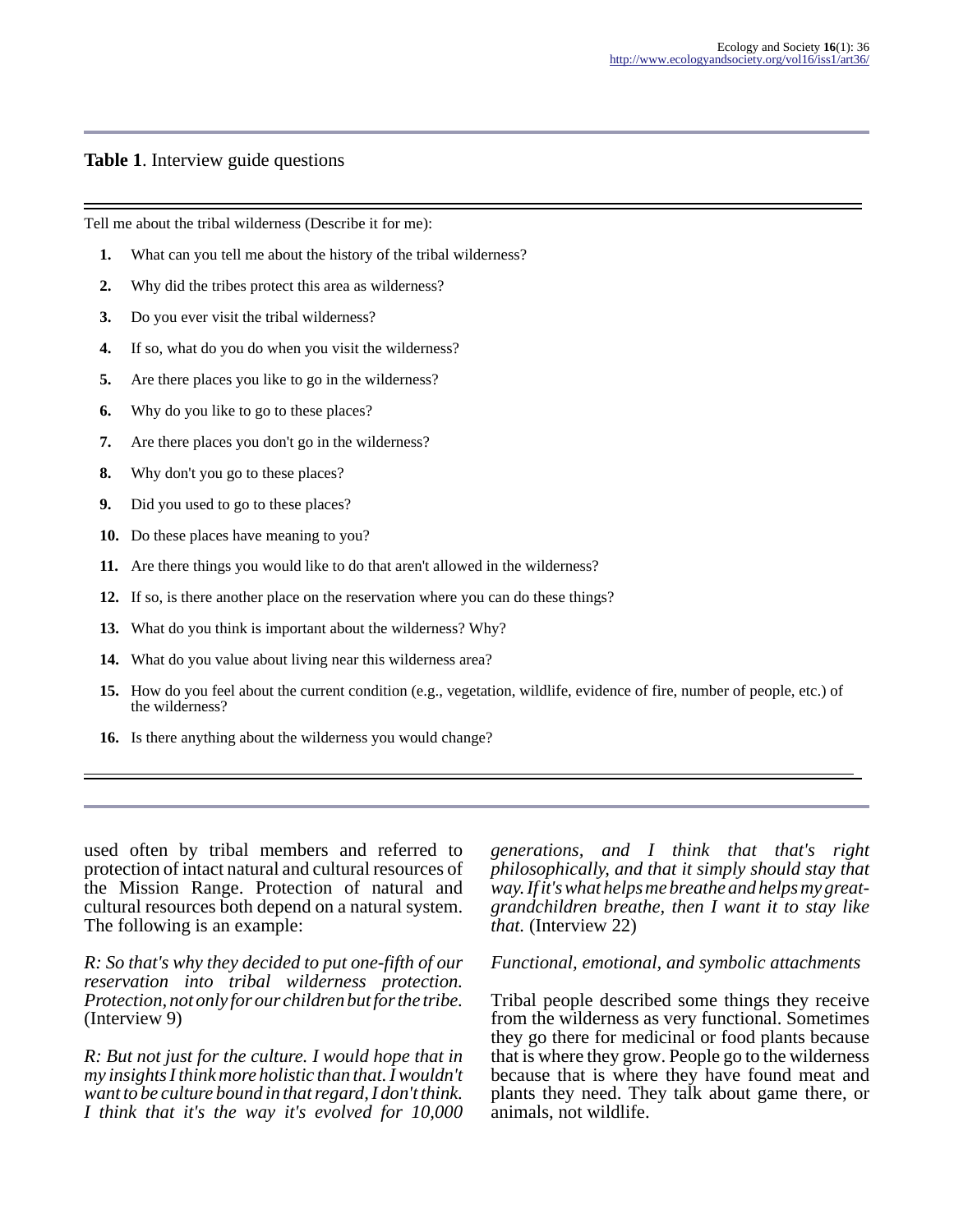**Table 1**. Interview guide questions

Tell me about the tribal wilderness (Describe it for me):

1. What can you tell me about the history of the tribal wilderness?
2. Why did the tribes protect this area as wilderness?
3. Do you ever visit the tribal wilderness?
4. If so, what do you do when you visit the wilderness?
5. Are there places you like to go in the wilderness?
6. Why do you like to go to these places?
7. Are there places you don't go in the wilderness?
8. Why don't you go to these places?
9. Did you used to go to these places?
10. Do these places have meaning to you?
11. Are there things you would like to do that aren't allowed in the wilderness?
12. If so, is there another place on the reservation where you can do these things?
13. What do you think is important about the wilderness? Why?
14. What do you value about living near this wilderness area?
15. How do you feel about the current condition (e.g., vegetation, wildlife, evidence of fire, number of people, etc.) of the wilderness?
16. Is there anything about the wilderness you would change?

used often by tribal members and referred to protection of intact natural and cultural resources of the Mission Range. Protection of natural and cultural resources both depend on a natural system. The following is an example:

*R: So that's why they decided to put one-fifth of our reservation into tribal wilderness protection. Protection, not only for our children but for the tribe.* (Interview 9)

*R: But not just for the culture. I would hope that in my insights I think more holistic than that. I wouldn't want to be culture bound in that regard, I don't think. I think that it's the way it's evolved for 10,000 generations, and I think that that's right philosophically, and that it simply should stay that way. If it's what helps me breathe and helps my great-grandchildren breathe, then I want it to stay like that.* (Interview 22)

*Functional, emotional, and symbolic attachments*

Tribal people described some things they receive from the wilderness as very functional. Sometimes they go there for medicinal or food plants because that is where they grow. People go to the wilderness because that is where they have found meat and plants they need. They talk about game there, or animals, not wildlife.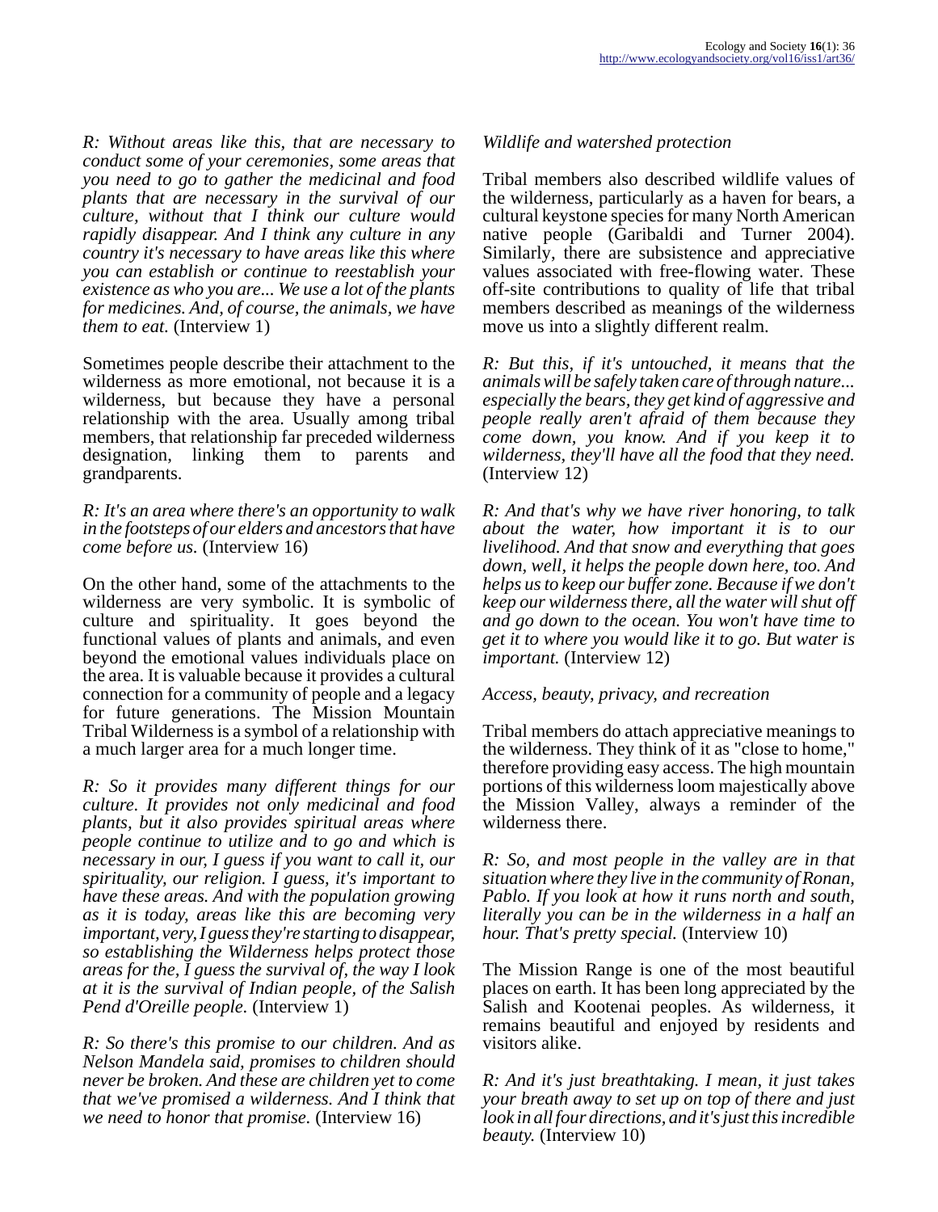*R: Without areas like this, that are necessary to conduct some of your ceremonies, some areas that you need to go to gather the medicinal and food plants that are necessary in the survival of our culture, without that I think our culture would rapidly disappear. And I think any culture in any country it's necessary to have areas like this where you can establish or continue to reestablish your existence as who you are... We use a lot of the plants for medicines. And, of course, the animals, we have them to eat.* (Interview 1)

Sometimes people describe their attachment to the wilderness as more emotional, not because it is a wilderness, but because they have a personal relationship with the area. Usually among tribal members, that relationship far preceded wilderness designation, linking them to parents and grandparents.

*R: It's an area where there's an opportunity to walk in the footsteps of our elders and ancestors that have come before us.* (Interview 16)

On the other hand, some of the attachments to the wilderness are very symbolic. It is symbolic of culture and spirituality. It goes beyond the functional values of plants and animals, and even beyond the emotional values individuals place on the area. It is valuable because it provides a cultural connection for a community of people and a legacy for future generations. The Mission Mountain Tribal Wilderness is a symbol of a relationship with a much larger area for a much longer time.

*R: So it provides many different things for our culture. It provides not only medicinal and food plants, but it also provides spiritual areas where people continue to utilize and to go and which is necessary in our, I guess if you want to call it, our spirituality, our religion. I guess, it's important to have these areas. And with the population growing as it is today, areas like this are becoming very important, very, I guess they're starting to disappear, so establishing the Wilderness helps protect those areas for the, I guess the survival of, the way I look at it is the survival of Indian people, of the Salish Pend d'Oreille people.* (Interview 1)

*R: So there's this promise to our children. And as Nelson Mandela said, promises to children should never be broken. And these are children yet to come that we've promised a wilderness. And I think that we need to honor that promise.* (Interview 16)

*Wildlife and watershed protection*

Tribal members also described wildlife values of the wilderness, particularly as a haven for bears, a cultural keystone species for many North American native people (Garibaldi and Turner 2004). Similarly, there are subsistence and appreciative values associated with free-flowing water. These off-site contributions to quality of life that tribal members described as meanings of the wilderness move us into a slightly different realm.

*R: But this, if it's untouched, it means that the animals will be safely taken care of through nature... especially the bears, they get kind of aggressive and people really aren't afraid of them because they come down, you know. And if you keep it to wilderness, they'll have all the food that they need.* (Interview 12)

*R: And that's why we have river honoring, to talk about the water, how important it is to our livelihood. And that snow and everything that goes down, well, it helps the people down here, too. And helps us to keep our buffer zone. Because if we don't keep our wilderness there, all the water will shut off and go down to the ocean. You won't have time to get it to where you would like it to go. But water is important.* (Interview 12)

*Access, beauty, privacy, and recreation*

Tribal members do attach appreciative meanings to the wilderness. They think of it as "close to home," therefore providing easy access. The high mountain portions of this wilderness loom majestically above the Mission Valley, always a reminder of the wilderness there.

*R: So, and most people in the valley are in that situation where they live in the community of Ronan, Pablo. If you look at how it runs north and south, literally you can be in the wilderness in a half an hour. That's pretty special.* (Interview 10)

The Mission Range is one of the most beautiful places on earth. It has been long appreciated by the Salish and Kootenai peoples. As wilderness, it remains beautiful and enjoyed by residents and visitors alike.

*R: And it's just breathtaking. I mean, it just takes your breath away to set up on top of there and just look in all four directions, and it's just this incredible beauty.* (Interview 10)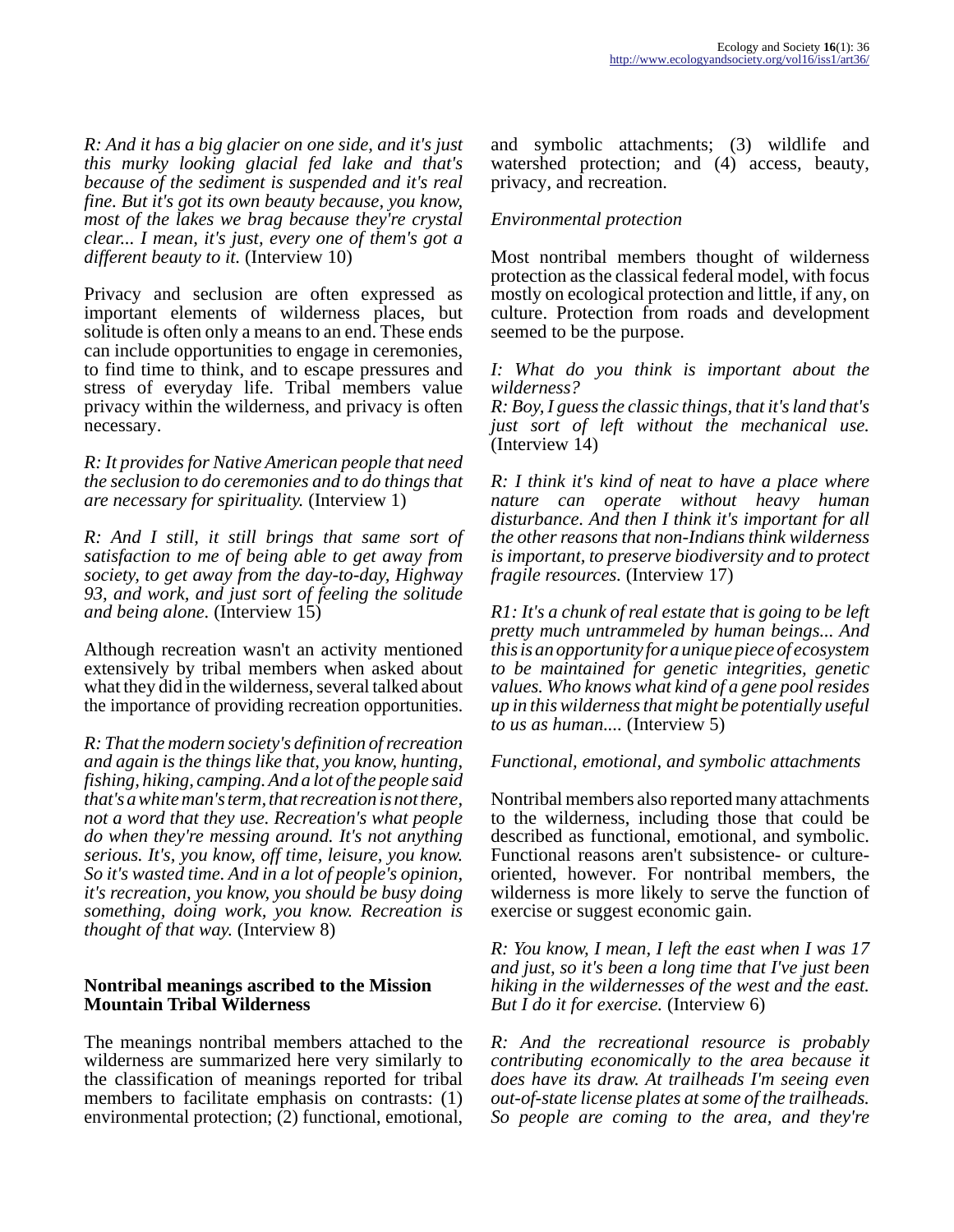*R: And it has a big glacier on one side, and it's just this murky looking glacial fed lake and that's because of the sediment is suspended and it's real fine. But it's got its own beauty because, you know, most of the lakes we brag because they're crystal clear... I mean, it's just, every one of them's got a different beauty to it.* (Interview 10)

Privacy and seclusion are often expressed as important elements of wilderness places, but solitude is often only a means to an end. These ends can include opportunities to engage in ceremonies, to find time to think, and to escape pressures and stress of everyday life. Tribal members value privacy within the wilderness, and privacy is often necessary.

*R: It provides for Native American people that need the seclusion to do ceremonies and to do things that are necessary for spirituality.* (Interview 1)

*R: And I still, it still brings that same sort of satisfaction to me of being able to get away from society, to get away from the day-to-day, Highway 93, and work, and just sort of feeling the solitude and being alone.* (Interview 15)

Although recreation wasn't an activity mentioned extensively by tribal members when asked about what they did in the wilderness, several talked about the importance of providing recreation opportunities.

*R: That the modern society's definition of recreation and again is the things like that, you know, hunting, fishing, hiking, camping. And a lot of the people said that's a white man's term, that recreation is not there, not a word that they use. Recreation's what people do when they're messing around. It's not anything serious. It's, you know, off time, leisure, you know. So it's wasted time. And in a lot of people's opinion, it's recreation, you know, you should be busy doing something, doing work, you know. Recreation is thought of that way.* (Interview 8)

## Nontribal meanings ascribed to the Mission Mountain Tribal Wilderness

The meanings nontribal members attached to the wilderness are summarized here very similarly to the classification of meanings reported for tribal members to facilitate emphasis on contrasts: (1) environmental protection; (2) functional, emotional, and symbolic attachments; (3) wildlife and watershed protection; and (4) access, beauty, privacy, and recreation.

### *Environmental protection*

Most nontribal members thought of wilderness protection as the classical federal model, with focus mostly on ecological protection and little, if any, on culture. Protection from roads and development seemed to be the purpose.

*I: What do you think is important about the wilderness?*
*R: Boy, I guess the classic things, that it's land that's just sort of left without the mechanical use.* (Interview 14)

*R: I think it's kind of neat to have a place where nature can operate without heavy human disturbance. And then I think it's important for all the other reasons that non-Indians think wilderness is important, to preserve biodiversity and to protect fragile resources.* (Interview 17)

*R1: It's a chunk of real estate that is going to be left pretty much untrammeled by human beings... And this is an opportunity for a unique piece of ecosystem to be maintained for genetic integrities, genetic values. Who knows what kind of a gene pool resides up in this wilderness that might be potentially useful to us as human....* (Interview 5)

### *Functional, emotional, and symbolic attachments*

Nontribal members also reported many attachments to the wilderness, including those that could be described as functional, emotional, and symbolic. Functional reasons aren't subsistence- or culture-oriented, however. For nontribal members, the wilderness is more likely to serve the function of exercise or suggest economic gain.

*R: You know, I mean, I left the east when I was 17 and just, so it's been a long time that I've just been hiking in the wildernesses of the west and the east. But I do it for exercise.* (Interview 6)

*R: And the recreational resource is probably contributing economically to the area because it does have its draw. At trailheads I'm seeing even out-of-state license plates at some of the trailheads. So people are coming to the area, and they're*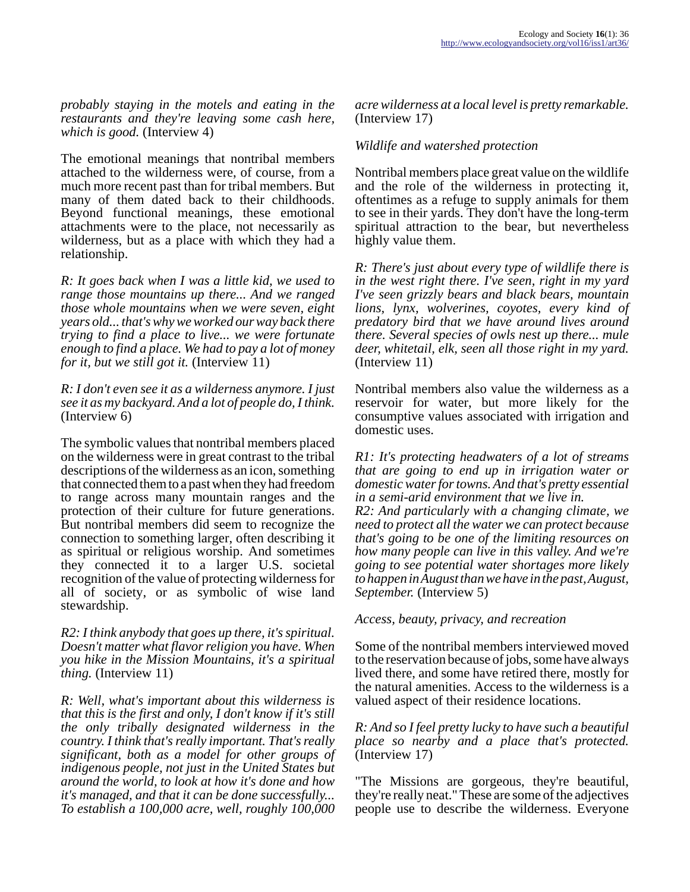*probably staying in the motels and eating in the restaurants and they're leaving some cash here, which is good.* (Interview 4)

The emotional meanings that nontribal members attached to the wilderness were, of course, from a much more recent past than for tribal members. But many of them dated back to their childhoods. Beyond functional meanings, these emotional attachments were to the place, not necessarily as wilderness, but as a place with which they had a relationship.

*R: It goes back when I was a little kid, we used to range those mountains up there... And we ranged those whole mountains when we were seven, eight years old... that's why we worked our way back there trying to find a place to live... we were fortunate enough to find a place. We had to pay a lot of money for it, but we still got it.* (Interview 11)

*R: I don't even see it as a wilderness anymore. I just see it as my backyard. And a lot of people do, I think.* (Interview 6)

The symbolic values that nontribal members placed on the wilderness were in great contrast to the tribal descriptions of the wilderness as an icon, something that connected them to a past when they had freedom to range across many mountain ranges and the protection of their culture for future generations. But nontribal members did seem to recognize the connection to something larger, often describing it as spiritual or religious worship. And sometimes they connected it to a larger U.S. societal recognition of the value of protecting wilderness for all of society, or as symbolic of wise land stewardship.

*R2: I think anybody that goes up there, it's spiritual. Doesn't matter what flavor religion you have. When you hike in the Mission Mountains, it's a spiritual thing.* (Interview 11)

*R: Well, what's important about this wilderness is that this is the first and only, I don't know if it's still the only tribally designated wilderness in the country. I think that's really important. That's really significant, both as a model for other groups of indigenous people, not just in the United States but around the world, to look at how it's done and how it's managed, and that it can be done successfully... To establish a 100,000 acre, well, roughly 100,000 acre wilderness at a local level is pretty remarkable.* (Interview 17)

*Wildlife and watershed protection*

Nontribal members place great value on the wildlife and the role of the wilderness in protecting it, oftentimes as a refuge to supply animals for them to see in their yards. They don't have the long-term spiritual attraction to the bear, but nevertheless highly value them.

*R: There's just about every type of wildlife there is in the west right there. I've seen, right in my yard I've seen grizzly bears and black bears, mountain lions, lynx, wolverines, coyotes, every kind of predatory bird that we have around lives around there. Several species of owls nest up there... mule deer, whitetail, elk, seen all those right in my yard.* (Interview 11)

Nontribal members also value the wilderness as a reservoir for water, but more likely for the consumptive values associated with irrigation and domestic uses.

*R1: It's protecting headwaters of a lot of streams that are going to end up in irrigation water or domestic water for towns. And that's pretty essential in a semi-arid environment that we live in.*
*R2: And particularly with a changing climate, we need to protect all the water we can protect because that's going to be one of the limiting resources on how many people can live in this valley. And we're going to see potential water shortages more likely to happen in August than we have in the past, August, September.* (Interview 5)

*Access, beauty, privacy, and recreation*

Some of the nontribal members interviewed moved to the reservation because of jobs, some have always lived there, and some have retired there, mostly for the natural amenities. Access to the wilderness is a valued aspect of their residence locations.

*R: And so I feel pretty lucky to have such a beautiful place so nearby and a place that's protected.* (Interview 17)

"The Missions are gorgeous, they're beautiful, they're really neat." These are some of the adjectives people use to describe the wilderness. Everyone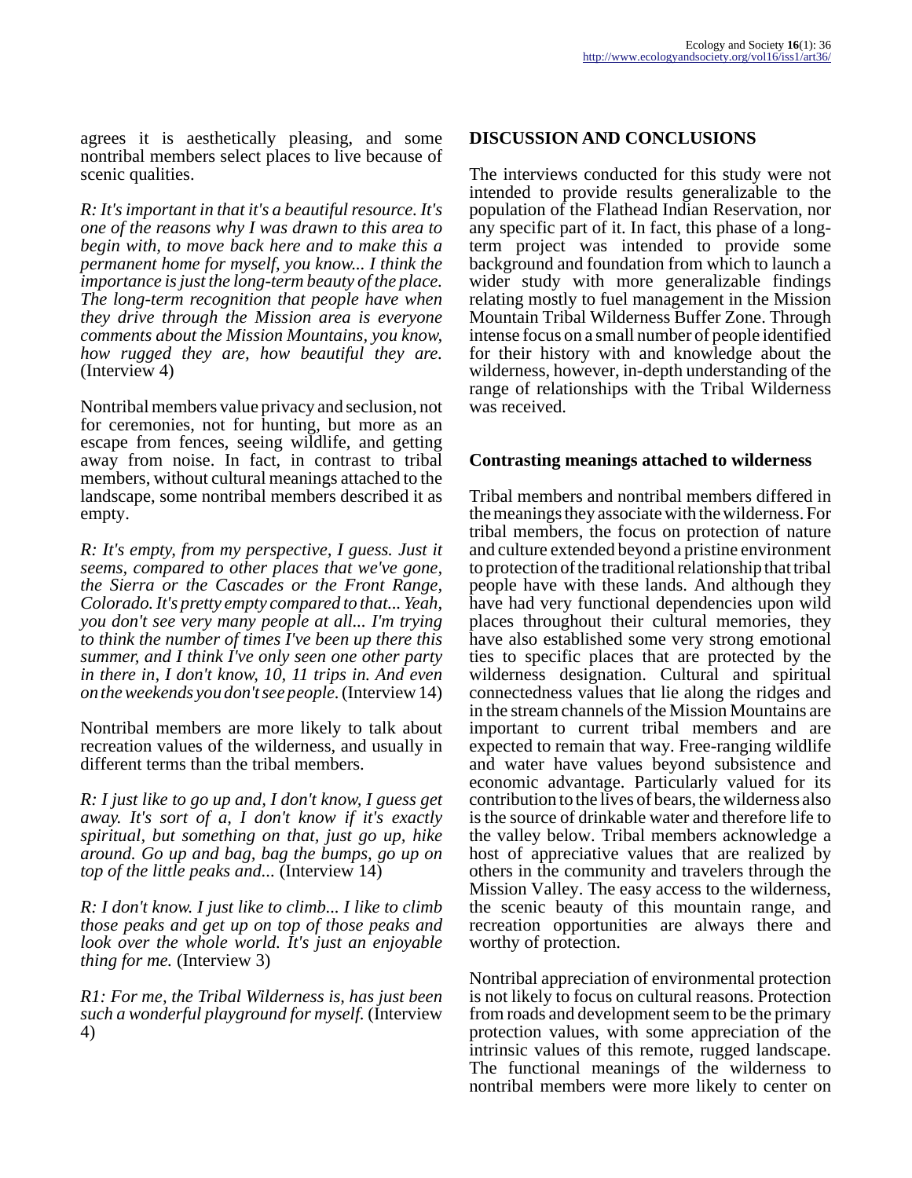agrees it is aesthetically pleasing, and some nontribal members select places to live because of scenic qualities.

*R: It's important in that it's a beautiful resource. It's one of the reasons why I was drawn to this area to begin with, to move back here and to make this a permanent home for myself, you know... I think the importance is just the long-term beauty of the place. The long-term recognition that people have when they drive through the Mission area is everyone comments about the Mission Mountains, you know, how rugged they are, how beautiful they are.* (Interview 4)

Nontribal members value privacy and seclusion, not for ceremonies, not for hunting, but more as an escape from fences, seeing wildlife, and getting away from noise. In fact, in contrast to tribal members, without cultural meanings attached to the landscape, some nontribal members described it as empty.

*R: It's empty, from my perspective, I guess. Just it seems, compared to other places that we've gone, the Sierra or the Cascades or the Front Range, Colorado. It's pretty empty compared to that... Yeah, you don't see very many people at all... I'm trying to think the number of times I've been up there this summer, and I think I've only seen one other party in there in, I don't know, 10, 11 trips in. And even on the weekends you don't see people.* (Interview 14)

Nontribal members are more likely to talk about recreation values of the wilderness, and usually in different terms than the tribal members.

*R: I just like to go up and, I don't know, I guess get away. It's sort of a, I don't know if it's exactly spiritual, but something on that, just go up, hike around. Go up and bag, bag the bumps, go up on top of the little peaks and...* (Interview 14)

*R: I don't know. I just like to climb... I like to climb those peaks and get up on top of those peaks and look over the whole world. It's just an enjoyable thing for me.* (Interview 3)

*R1: For me, the Tribal Wilderness is, has just been such a wonderful playground for myself.* (Interview 4)

## DISCUSSION AND CONCLUSIONS

The interviews conducted for this study were not intended to provide results generalizable to the population of the Flathead Indian Reservation, nor any specific part of it. In fact, this phase of a long-term project was intended to provide some background and foundation from which to launch a wider study with more generalizable findings relating mostly to fuel management in the Mission Mountain Tribal Wilderness Buffer Zone. Through intense focus on a small number of people identified for their history with and knowledge about the wilderness, however, in-depth understanding of the range of relationships with the Tribal Wilderness was received.

### Contrasting meanings attached to wilderness

Tribal members and nontribal members differed in the meanings they associate with the wilderness. For tribal members, the focus on protection of nature and culture extended beyond a pristine environment to protection of the traditional relationship that tribal people have with these lands. And although they have had very functional dependencies upon wild places throughout their cultural memories, they have also established some very strong emotional ties to specific places that are protected by the wilderness designation. Cultural and spiritual connectedness values that lie along the ridges and in the stream channels of the Mission Mountains are important to current tribal members and are expected to remain that way. Free-ranging wildlife and water have values beyond subsistence and economic advantage. Particularly valued for its contribution to the lives of bears, the wilderness also is the source of drinkable water and therefore life to the valley below. Tribal members acknowledge a host of appreciative values that are realized by others in the community and travelers through the Mission Valley. The easy access to the wilderness, the scenic beauty of this mountain range, and recreation opportunities are always there and worthy of protection.

Nontribal appreciation of environmental protection is not likely to focus on cultural reasons. Protection from roads and development seem to be the primary protection values, with some appreciation of the intrinsic values of this remote, rugged landscape. The functional meanings of the wilderness to nontribal members were more likely to center on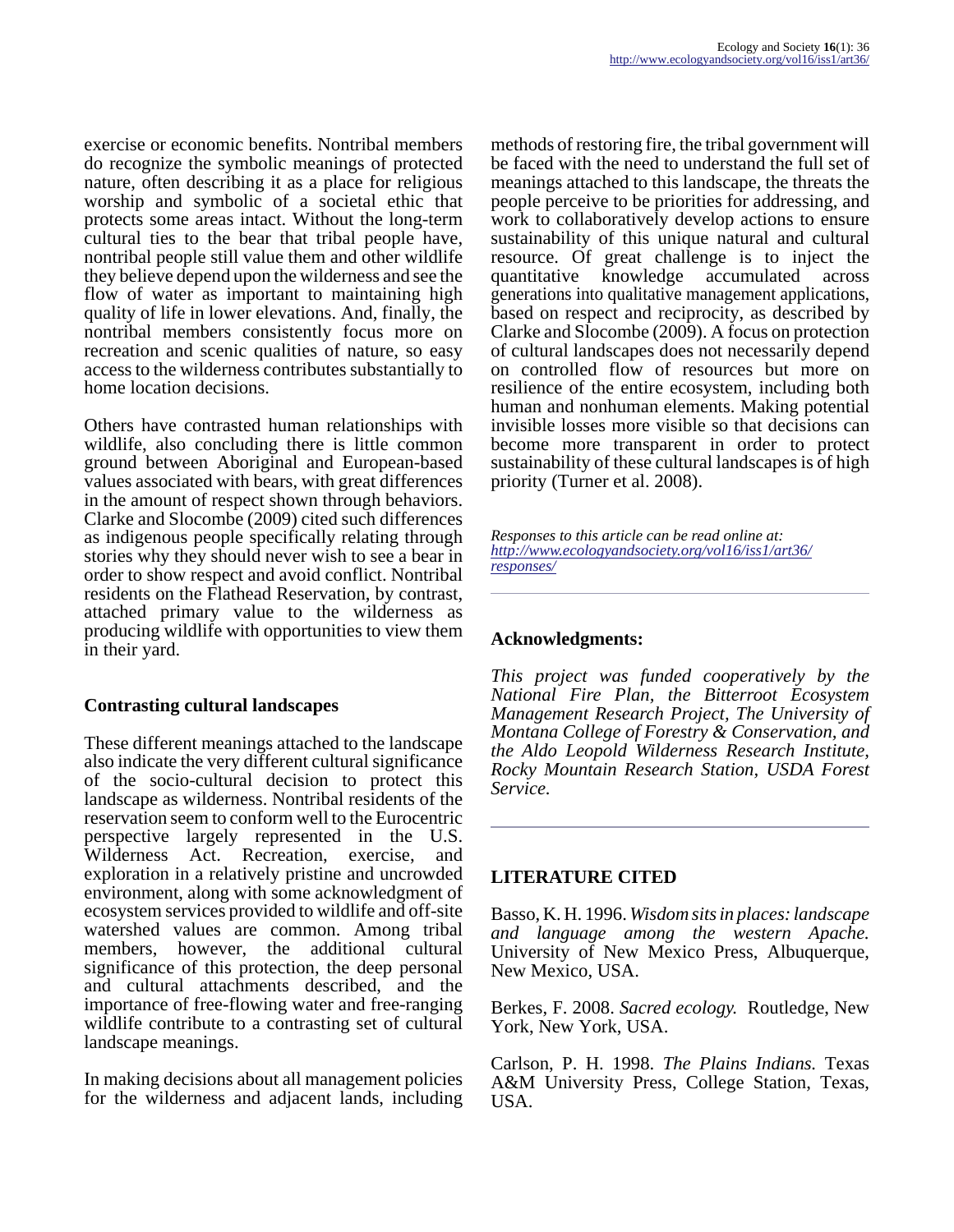exercise or economic benefits. Nontribal members do recognize the symbolic meanings of protected nature, often describing it as a place for religious worship and symbolic of a societal ethic that protects some areas intact. Without the long-term cultural ties to the bear that tribal people have, nontribal people still value them and other wildlife they believe depend upon the wilderness and see the flow of water as important to maintaining high quality of life in lower elevations. And, finally, the nontribal members consistently focus more on recreation and scenic qualities of nature, so easy access to the wilderness contributes substantially to home location decisions.

Others have contrasted human relationships with wildlife, also concluding there is little common ground between Aboriginal and European-based values associated with bears, with great differences in the amount of respect shown through behaviors. Clarke and Slocombe (2009) cited such differences as indigenous people specifically relating through stories why they should never wish to see a bear in order to show respect and avoid conflict. Nontribal residents on the Flathead Reservation, by contrast, attached primary value to the wilderness as producing wildlife with opportunities to view them in their yard.

## Contrasting cultural landscapes

These different meanings attached to the landscape also indicate the very different cultural significance of the socio-cultural decision to protect this landscape as wilderness. Nontribal residents of the reservation seem to conform well to the Eurocentric perspective largely represented in the U.S. Wilderness Act. Recreation, exercise, and exploration in a relatively pristine and uncrowded environment, along with some acknowledgment of ecosystem services provided to wildlife and off-site watershed values are common. Among tribal members, however, the additional cultural significance of this protection, the deep personal and cultural attachments described, and the importance of free-flowing water and free-ranging wildlife contribute to a contrasting set of cultural landscape meanings.

In making decisions about all management policies for the wilderness and adjacent lands, including methods of restoring fire, the tribal government will be faced with the need to understand the full set of meanings attached to this landscape, the threats the people perceive to be priorities for addressing, and work to collaboratively develop actions to ensure sustainability of this unique natural and cultural resource. Of great challenge is to inject the quantitative knowledge accumulated across generations into qualitative management applications, based on respect and reciprocity, as described by Clarke and Slocombe (2009). A focus on protection of cultural landscapes does not necessarily depend on controlled flow of resources but more on resilience of the entire ecosystem, including both human and nonhuman elements. Making potential invisible losses more visible so that decisions can become more transparent in order to protect sustainability of these cultural landscapes is of high priority (Turner et al. 2008).

*Responses to this article can be read online at:* *http://www.ecologyandsociety.org/vol16/iss1/art36/responses/*

## Acknowledgments:

*This project was funded cooperatively by the National Fire Plan, the Bitterroot Ecosystem Management Research Project, The University of Montana College of Forestry & Conservation, and the Aldo Leopold Wilderness Research Institute, Rocky Mountain Research Station, USDA Forest Service.*

## LITERATURE CITED

Basso, K. H. 1996. *Wisdom sits in places: landscape and language among the western Apache.* University of New Mexico Press, Albuquerque, New Mexico, USA.

Berkes, F. 2008. *Sacred ecology.* Routledge, New York, New York, USA.

Carlson, P. H. 1998. *The Plains Indians.* Texas A&M University Press, College Station, Texas, USA.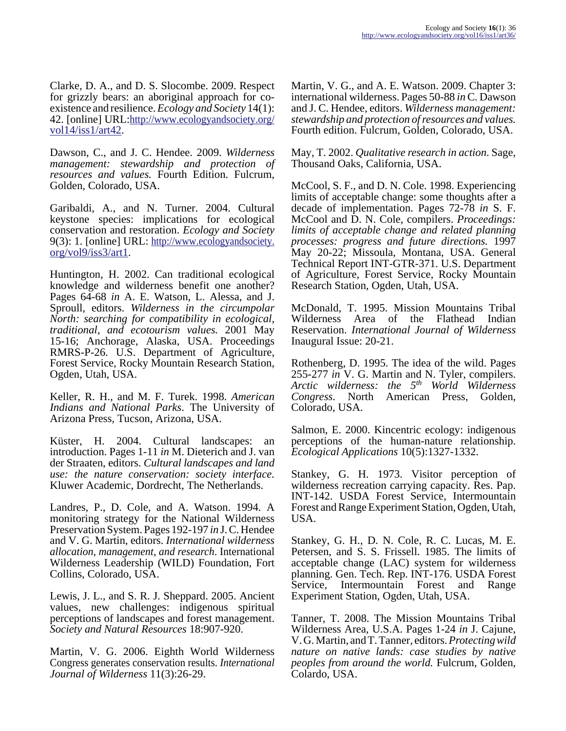Clarke, D. A., and D. S. Slocombe. 2009. Respect for grizzly bears: an aboriginal approach for co-existence and resilience. *Ecology and Society* 14(1): 42. [online] URL:http://www.ecologyandsociety.org/vol14/iss1/art42.

Dawson, C., and J. C. Hendee. 2009. *Wilderness management: stewardship and protection of resources and values.* Fourth Edition. Fulcrum, Golden, Colorado, USA.

Garibaldi, A., and N. Turner. 2004. Cultural keystone species: implications for ecological conservation and restoration. *Ecology and Society* 9(3): 1. [online] URL: http://www.ecologyandsociety.org/vol9/iss3/art1.

Huntington, H. 2002. Can traditional ecological knowledge and wilderness benefit one another? Pages 64-68 *in* A. E. Watson, L. Alessa, and J. Sproull, editors. *Wilderness in the circumpolar North: searching for compatibility in ecological, traditional, and ecotourism values.* 2001 May 15-16; Anchorage, Alaska, USA. Proceedings RMRS-P-26. U.S. Department of Agriculture, Forest Service, Rocky Mountain Research Station, Ogden, Utah, USA.

Keller, R. H., and M. F. Turek. 1998. *American Indians and National Parks*. The University of Arizona Press, Tucson, Arizona, USA.

Küster, H. 2004. Cultural landscapes: an introduction. Pages 1-11 *in* M. Dieterich and J. van der Straaten, editors. *Cultural landscapes and land use: the nature conservation: society interface.* Kluwer Academic, Dordrecht, The Netherlands.

Landres, P., D. Cole, and A. Watson. 1994. A monitoring strategy for the National Wilderness Preservation System. Pages 192-197 *in* J. C. Hendee and V. G. Martin, editors. *International wilderness allocation, management, and research*. International Wilderness Leadership (WILD) Foundation, Fort Collins, Colorado, USA.

Lewis, J. L., and S. R. J. Sheppard. 2005. Ancient values, new challenges: indigenous spiritual perceptions of landscapes and forest management. *Society and Natural Resources* 18:907-920.

Martin, V. G. 2006. Eighth World Wilderness Congress generates conservation results. *International Journal of Wilderness* 11(3):26-29.

Martin, V. G., and A. E. Watson. 2009. Chapter 3: international wilderness. Pages 50-88 *in* C. Dawson and J. C. Hendee, editors. *Wilderness management: stewardship and protection of resources and values.* Fourth edition. Fulcrum, Golden, Colorado, USA.

May, T. 2002. *Qualitative research in action*. Sage, Thousand Oaks, California, USA.

McCool, S. F., and D. N. Cole. 1998. Experiencing limits of acceptable change: some thoughts after a decade of implementation. Pages 72-78 *in* S. F. McCool and D. N. Cole, compilers. *Proceedings: limits of acceptable change and related planning processes: progress and future directions.* 1997 May 20-22; Missoula, Montana, USA. General Technical Report INT-GTR-371. U.S. Department of Agriculture, Forest Service, Rocky Mountain Research Station, Ogden, Utah, USA.

McDonald, T. 1995. Mission Mountains Tribal Wilderness Area of the Flathead Indian Reservation. *International Journal of Wilderness* Inaugural Issue: 20-21.

Rothenberg, D. 1995. The idea of the wild. Pages 255-277 *in* V. G. Martin and N. Tyler, compilers. *Arctic wilderness: the 5th World Wilderness Congress*. North American Press, Golden, Colorado, USA.

Salmon, E. 2000. Kincentric ecology: indigenous perceptions of the human-nature relationship. *Ecological Applications* 10(5):1327-1332.

Stankey, G. H. 1973. Visitor perception of wilderness recreation carrying capacity. Res. Pap. INT-142. USDA Forest Service, Intermountain Forest and Range Experiment Station, Ogden, Utah, USA.

Stankey, G. H., D. N. Cole, R. C. Lucas, M. E. Petersen, and S. S. Frissell. 1985. The limits of acceptable change (LAC) system for wilderness planning. Gen. Tech. Rep. INT-176. USDA Forest Service, Intermountain Forest and Range Experiment Station, Ogden, Utah, USA.

Tanner, T. 2008. The Mission Mountains Tribal Wilderness Area, U.S.A. Pages 1-24 *in* J. Cajune, V. G. Martin, and T. Tanner, editors. *Protecting wild nature on native lands: case studies by native peoples from around the world.* Fulcrum, Golden, Colardo, USA.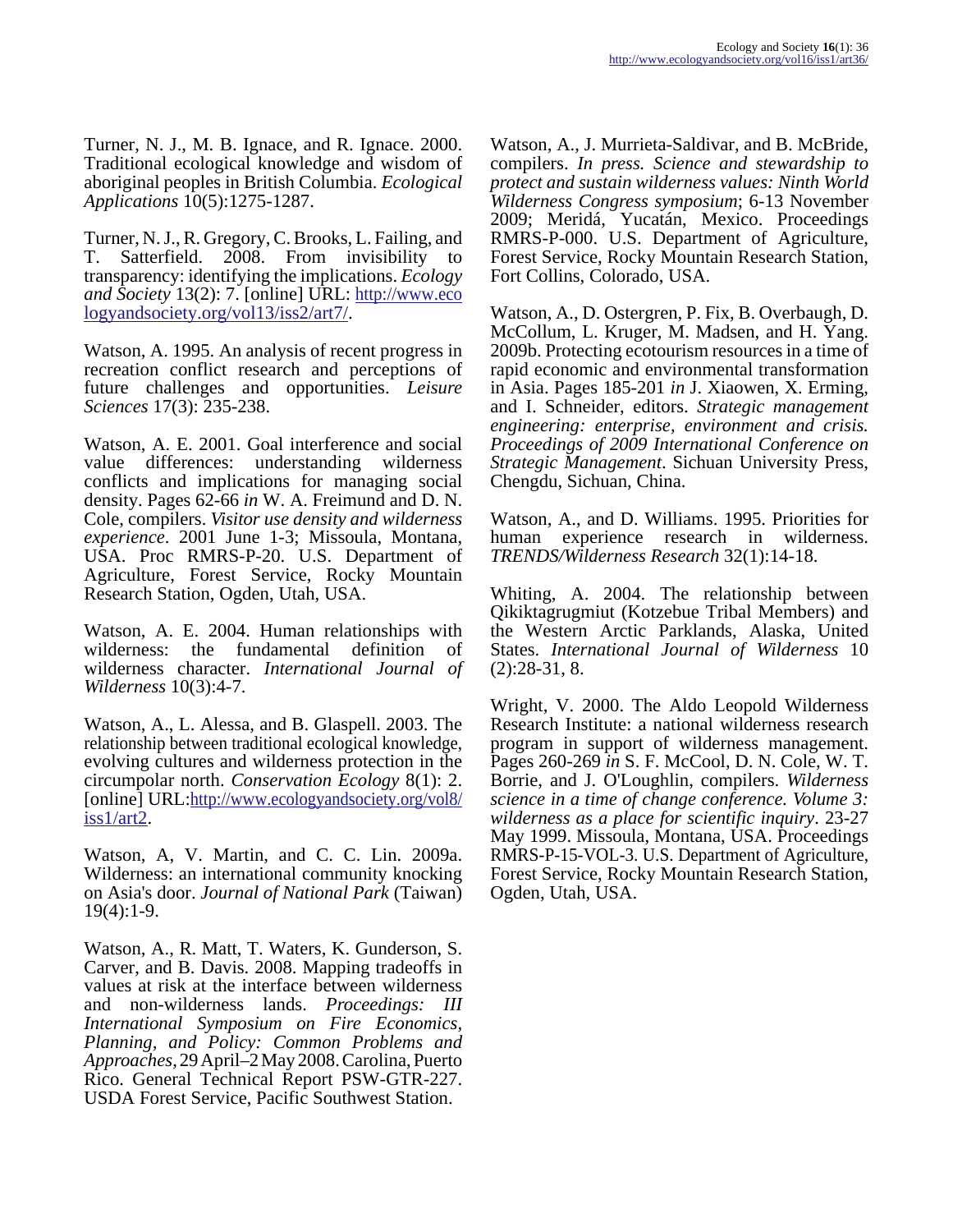Turner, N. J., M. B. Ignace, and R. Ignace. 2000. Traditional ecological knowledge and wisdom of aboriginal peoples in British Columbia. *Ecological Applications* 10(5):1275-1287.

Turner, N. J., R. Gregory, C. Brooks, L. Failing, and T. Satterfield. 2008. From invisibility to transparency: identifying the implications. *Ecology and Society* 13(2): 7. [online] URL: http://www.ecologyandsociety.org/vol13/iss2/art7/.

Watson, A. 1995. An analysis of recent progress in recreation conflict research and perceptions of future challenges and opportunities. *Leisure Sciences* 17(3): 235-238.

Watson, A. E. 2001. Goal interference and social value differences: understanding wilderness conflicts and implications for managing social density. Pages 62-66 *in* W. A. Freimund and D. N. Cole, compilers. *Visitor use density and wilderness experience*. 2001 June 1-3; Missoula, Montana, USA. Proc RMRS-P-20. U.S. Department of Agriculture, Forest Service, Rocky Mountain Research Station, Ogden, Utah, USA.

Watson, A. E. 2004. Human relationships with wilderness: the fundamental definition of wilderness character. *International Journal of Wilderness* 10(3):4-7.

Watson, A., L. Alessa, and B. Glaspell. 2003. The relationship between traditional ecological knowledge, evolving cultures and wilderness protection in the circumpolar north. *Conservation Ecology* 8(1): 2. [online] URL:http://www.ecologyandsociety.org/vol8/iss1/art2.

Watson, A, V. Martin, and C. C. Lin. 2009a. Wilderness: an international community knocking on Asia's door. *Journal of National Park* (Taiwan) 19(4):1-9.

Watson, A., R. Matt, T. Waters, K. Gunderson, S. Carver, and B. Davis. 2008. Mapping tradeoffs in values at risk at the interface between wilderness and non-wilderness lands. *Proceedings: III International Symposium on Fire Economics, Planning, and Policy: Common Problems and Approaches*, 29 April–2 May 2008. Carolina, Puerto Rico. General Technical Report PSW-GTR-227. USDA Forest Service, Pacific Southwest Station.

Watson, A., J. Murrieta-Saldivar, and B. McBride, compilers. *In press. Science and stewardship to protect and sustain wilderness values: Ninth World Wilderness Congress symposium*; 6-13 November 2009; Meridá, Yucatán, Mexico. Proceedings RMRS-P-000. U.S. Department of Agriculture, Forest Service, Rocky Mountain Research Station, Fort Collins, Colorado, USA.

Watson, A., D. Ostergren, P. Fix, B. Overbaugh, D. McCollum, L. Kruger, M. Madsen, and H. Yang. 2009b. Protecting ecotourism resources in a time of rapid economic and environmental transformation in Asia. Pages 185-201 *in* J. Xiaowen, X. Erming, and I. Schneider, editors. *Strategic management engineering: enterprise, environment and crisis. Proceedings of 2009 International Conference on Strategic Management*. Sichuan University Press, Chengdu, Sichuan, China.

Watson, A., and D. Williams. 1995. Priorities for human experience research in wilderness. *TRENDS/Wilderness Research* 32(1):14-18.

Whiting, A. 2004. The relationship between Qikiktagrugmiut (Kotzebue Tribal Members) and the Western Arctic Parklands, Alaska, United States. *International Journal of Wilderness* 10 (2):28-31, 8.

Wright, V. 2000. The Aldo Leopold Wilderness Research Institute: a national wilderness research program in support of wilderness management. Pages 260-269 *in* S. F. McCool, D. N. Cole, W. T. Borrie, and J. O'Loughlin, compilers. *Wilderness science in a time of change conference. Volume 3: wilderness as a place for scientific inquiry*. 23-27 May 1999. Missoula, Montana, USA. Proceedings RMRS-P-15-VOL-3. U.S. Department of Agriculture, Forest Service, Rocky Mountain Research Station, Ogden, Utah, USA.